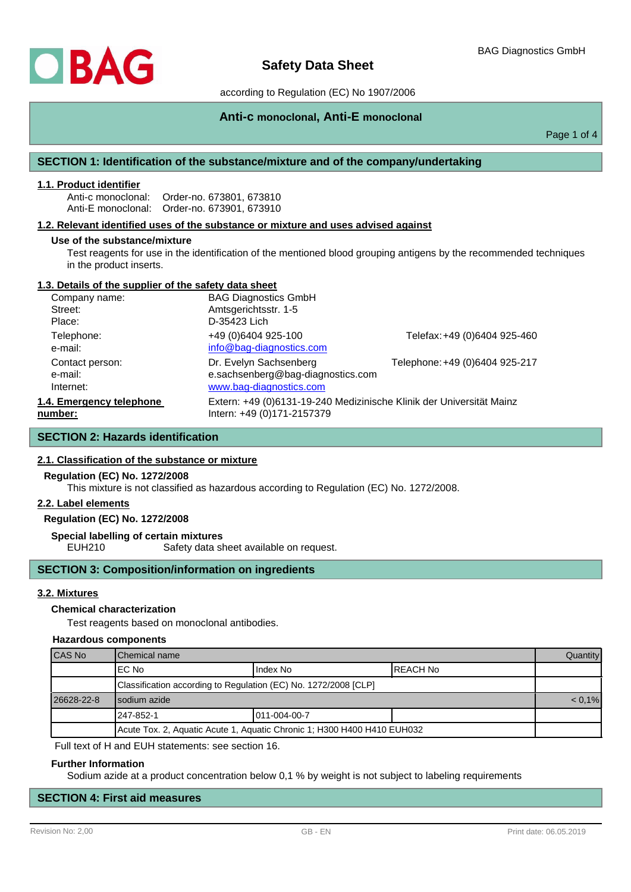BAG Diagnostics GmbH

# Safety Data Sheet

according to Regulation (EC) No 1907/2006

**Anti-c monoclonal, Anti-E monoclonal**

## SECTION 1: Identification of the substance/mixture and of the company/undertaking

### 1.1. Product identifier

Anti-c monoclonal: Order-no. 673801, 673810
Anti-E monoclonal: Order-no. 673901, 673910

### 1.2. Relevant identified uses of the substance or mixture and uses advised against

**Use of the substance/mixture**

Test reagents for use in the identification of the mentioned blood grouping antigens by the recommended techniques in the product inserts.

### 1.3. Details of the supplier of the safety data sheet

| | | |
|---|---|---|
| Company name: | BAG Diagnostics GmbH | |
| Street: | Amtsgerichtsstr. 1-5 | |
| Place: | D-35423 Lich | |
| Telephone: | +49 (0)6404 925-100 | Telefax: +49 (0)6404 925-460 |
| e-mail: | info@bag-diagnostics.com | |
| Contact person: | Dr. Evelyn Sachsenberg | Telephone: +49 (0)6404 925-217 |
| e-mail: | e.sachsenberg@bag-diagnostics.com | |
| Internet: | www.bag-diagnostics.com | |

### 1.4. Emergency telephone number:

Extern: +49 (0)6131-19-240 Medizinische Klinik der Universität Mainz
Intern: +49 (0)171-2157379

## SECTION 2: Hazards identification

### 2.1. Classification of the substance or mixture

**Regulation (EC) No. 1272/2008**

This mixture is not classified as hazardous according to Regulation (EC) No. 1272/2008.

### 2.2. Label elements

**Regulation (EC) No. 1272/2008**

**Special labelling of certain mixtures**

EUH210 Safety data sheet available on request.

## SECTION 3: Composition/information on ingredients

### 3.2. Mixtures

**Chemical characterization**

Test reagents based on monoclonal antibodies.

**Hazardous components**

| CAS No | Chemical name | | | Quantity |
|---|---|---|---|---|
| | EC No | Index No | REACH No | |
| | Classification according to Regulation (EC) No. 1272/2008 [CLP] | | | |
| 26628-22-8 | sodium azide | | | < 0,1% |
| | 247-852-1 | 011-004-00-7 | | |
| | Acute Tox. 2, Aquatic Acute 1, Aquatic Chronic 1; H300 H400 H410 EUH032 | | | |

Full text of H and EUH statements: see section 16.

**Further Information**

Sodium azide at a product concentration below 0,1 % by weight is not subject to labeling requirements

## SECTION 4: First aid measures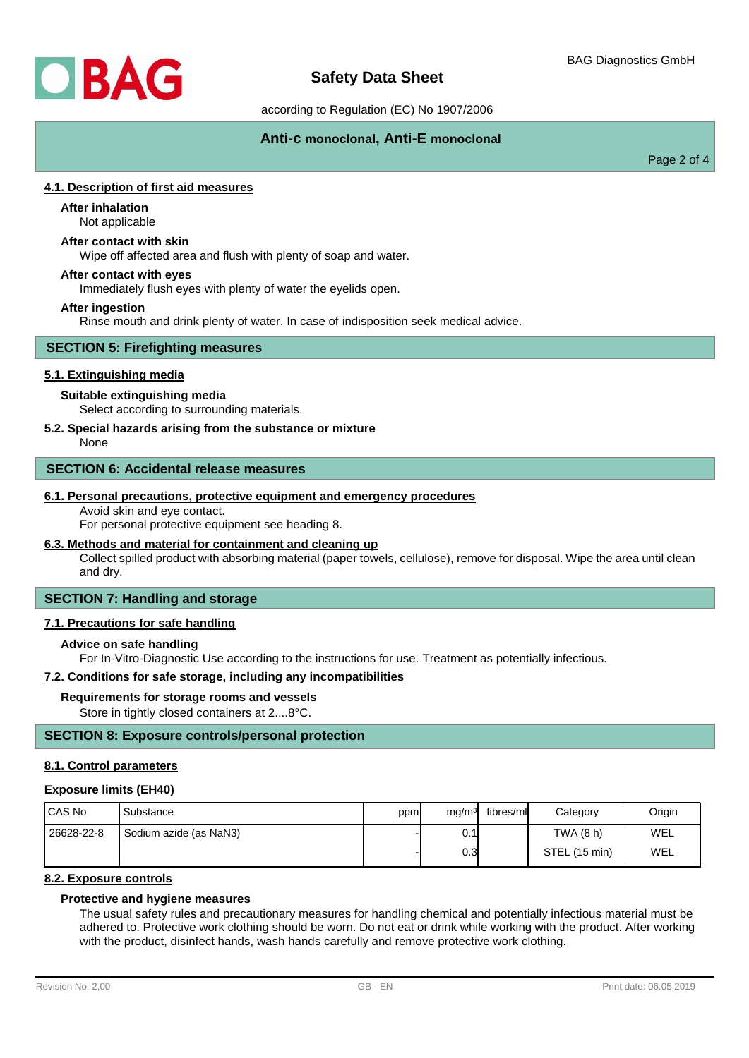#### 4.1. Description of first aid measures

**After inhalation**

Not applicable

**After contact with skin**

Wipe off affected area and flush with plenty of soap and water.

**After contact with eyes**

Immediately flush eyes with plenty of water the eyelids open.

**After ingestion**

Rinse mouth and drink plenty of water. In case of indisposition seek medical advice.

## SECTION 5: Firefighting measures

#### 5.1. Extinguishing media

**Suitable extinguishing media**

Select according to surrounding materials.

#### 5.2. Special hazards arising from the substance or mixture

None

## SECTION 6: Accidental release measures

#### 6.1. Personal precautions, protective equipment and emergency procedures

Avoid skin and eye contact.
For personal protective equipment see heading 8.

#### 6.3. Methods and material for containment and cleaning up

Collect spilled product with absorbing material (paper towels, cellulose), remove for disposal. Wipe the area until clean and dry.

## SECTION 7: Handling and storage

#### 7.1. Precautions for safe handling

**Advice on safe handling**

For In-Vitro-Diagnostic Use according to the instructions for use. Treatment as potentially infectious.

#### 7.2. Conditions for safe storage, including any incompatibilities

**Requirements for storage rooms and vessels**

Store in tightly closed containers at 2....8°C.

## SECTION 8: Exposure controls/personal protection

#### 8.1. Control parameters

**Exposure limits (EH40)**

| CAS No | Substance | ppm | mg/m³ | fibres/ml | Category | Origin |
|---|---|---|---|---|---|---|
| 26628-22-8 | Sodium azide (as $NaN_3$) | - | 0.1 | | TWA (8 h) | WEL |
| | | - | 0.3 | | STEL (15 min) | WEL |

#### 8.2. Exposure controls

**Protective and hygiene measures**

The usual safety rules and precautionary measures for handling chemical and potentially infectious material must be adhered to. Protective work clothing should be worn. Do not eat or drink while working with the product. After working with the product, disinfect hands, wash hands carefully and remove protective work clothing.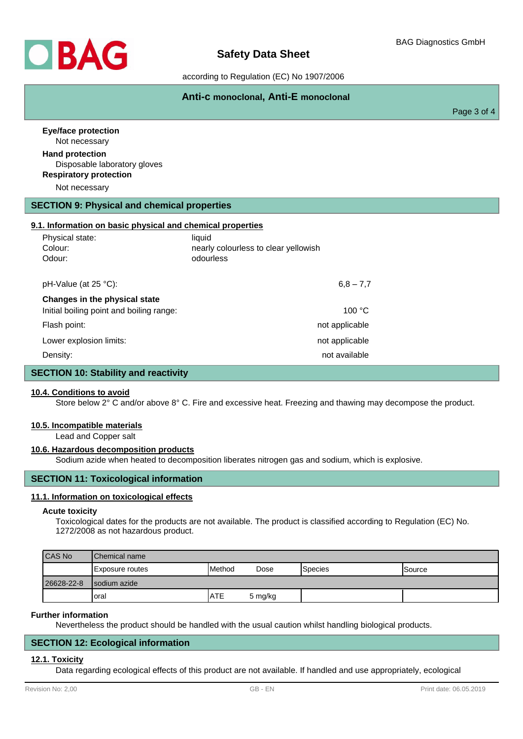**Eye/face protection**

Not necessary

**Hand protection**

Disposable laboratory gloves

**Respiratory protection**

Not necessary

## SECTION 9: Physical and chemical properties

### 9.1. Information on basic physical and chemical properties

| | |
|---|---|
| Physical state: | liquid |
| Colour: | nearly colourless to clear yellowish |
| Odour: | odourless |

| | |
|---|---|
| pH-Value (at 25 °C): | 6,8 – 7,7 |
| **Changes in the physical state** | |
| Initial boiling point and boiling range: | 100 °C |
| Flash point: | not applicable |
| Lower explosion limits: | not applicable |
| Density: | not available |

## SECTION 10: Stability and reactivity

### 10.4. Conditions to avoid

Store below 2° C and/or above 8° C. Fire and excessive heat. Freezing and thawing may decompose the product.

### 10.5. Incompatible materials

Lead and Copper salt

### 10.6. Hazardous decomposition products

Sodium azide when heated to decomposition liberates nitrogen gas and sodium, which is explosive.

## SECTION 11: Toxicological information

### 11.1. Information on toxicological effects

**Acute toxicity**

Toxicological dates for the products are not available. The product is classified according to Regulation (EC) No. 1272/2008 as not hazardous product.

| CAS No | Chemical name | | | | |
|---|---|---|---|---|---|
| | Exposure routes | Method | Dose | Species | Source |
| 26628-22-8 | sodium azide | | | | |
| | oral | ATE | 5 mg/kg | | |

**Further information**

Nevertheless the product should be handled with the usual caution whilst handling biological products.

## SECTION 12: Ecological information

### 12.1. Toxicity

Data regarding ecological effects of this product are not available. If handled and use appropriately, ecological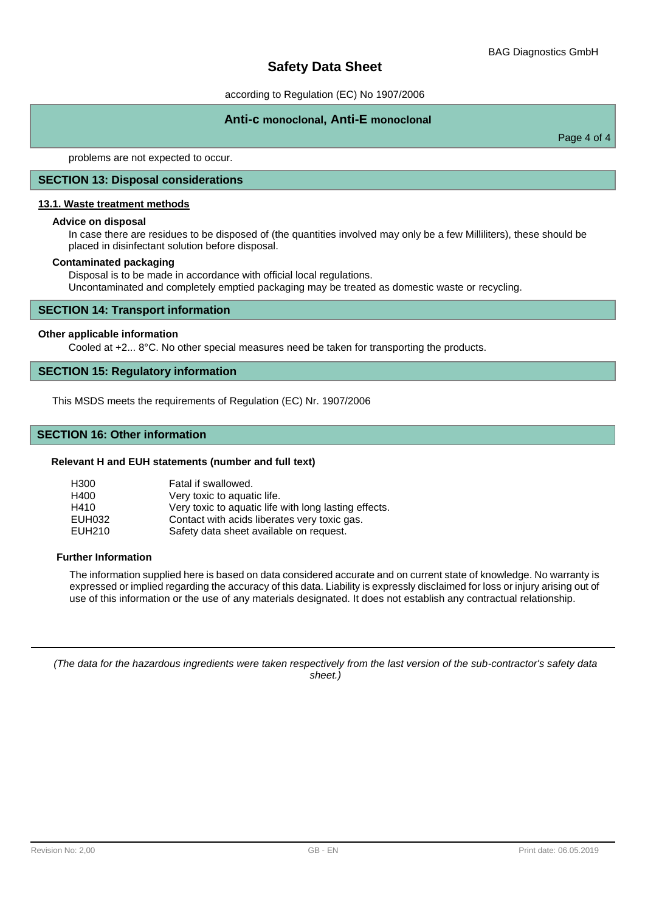problems are not expected to occur.

## SECTION 13: Disposal considerations

### 13.1. Waste treatment methods

**Advice on disposal**

In case there are residues to be disposed of (the quantities involved may only be a few Milliliters), these should be placed in disinfectant solution before disposal.

**Contaminated packaging**

Disposal is to be made in accordance with official local regulations.
Uncontaminated and completely emptied packaging may be treated as domestic waste or recycling.

## SECTION 14: Transport information

**Other applicable information**

Cooled at +2... 8°C. No other special measures need be taken for transporting the products.

## SECTION 15: Regulatory information

This MSDS meets the requirements of Regulation (EC) Nr. 1907/2006

## SECTION 16: Other information

**Relevant H and EUH statements (number and full text)**

| | |
|---|---|
| H300 | Fatal if swallowed. |
| H400 | Very toxic to aquatic life. |
| H410 | Very toxic to aquatic life with long lasting effects. |
| EUH032 | Contact with acids liberates very toxic gas. |
| EUH210 | Safety data sheet available on request. |

**Further Information**

The information supplied here is based on data considered accurate and on current state of knowledge. No warranty is expressed or implied regarding the accuracy of this data. Liability is expressly disclaimed for loss or injury arising out of use of this information or the use of any materials designated. It does not establish any contractual relationship.

---

*(The data for the hazardous ingredients were taken respectively from the last version of the sub-contractor's safety data sheet.)*